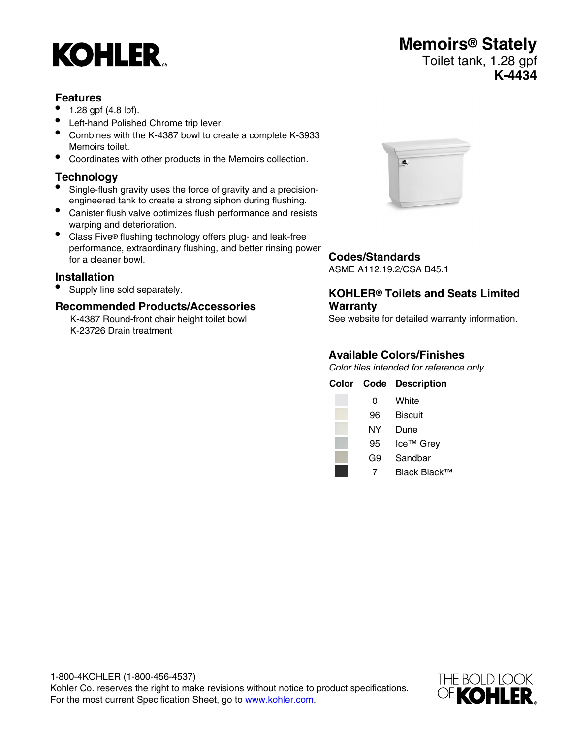# Memoirs® Stately

Toilet tank, 1.28 gpf

**K-4434**

## Features

- 1.28 gpf (4.8 lpf).
- Left-hand Polished Chrome trip lever.
- Combines with the K-4387 bowl to create a complete K-3933 Memoirs toilet.
- Coordinates with other products in the Memoirs collection.

## Technology

- Single-flush gravity uses the force of gravity and a precision-engineered tank to create a strong siphon during flushing.
- Canister flush valve optimizes flush performance and resists warping and deterioration.
- Class Five® flushing technology offers plug- and leak-free performance, extraordinary flushing, and better rinsing power for a cleaner bowl.

## Installation

- Supply line sold separately.

## Recommended Products/Accessories

K-4387 Round-front chair height toilet bowl
K-23726 Drain treatment

## Codes/Standards

ASME A112.19.2/CSA B45.1

## KOHLER® Toilets and Seats Limited Warranty

See website for detailed warranty information.

## Available Colors/Finishes

*Color tiles intended for reference only.*

| Color | Code | Description |
|---|---|---|
| | 0 | White |
| | 96 | Biscuit |
| | NY | Dune |
| | 95 | Ice™ Grey |
| | G9 | Sandbar |
| | 7 | Black Black™ |

1-800-4KOHLER (1-800-456-4537)
Kohler Co. reserves the right to make revisions without notice to product specifications.
For the most current Specification Sheet, go to www.kohler.com.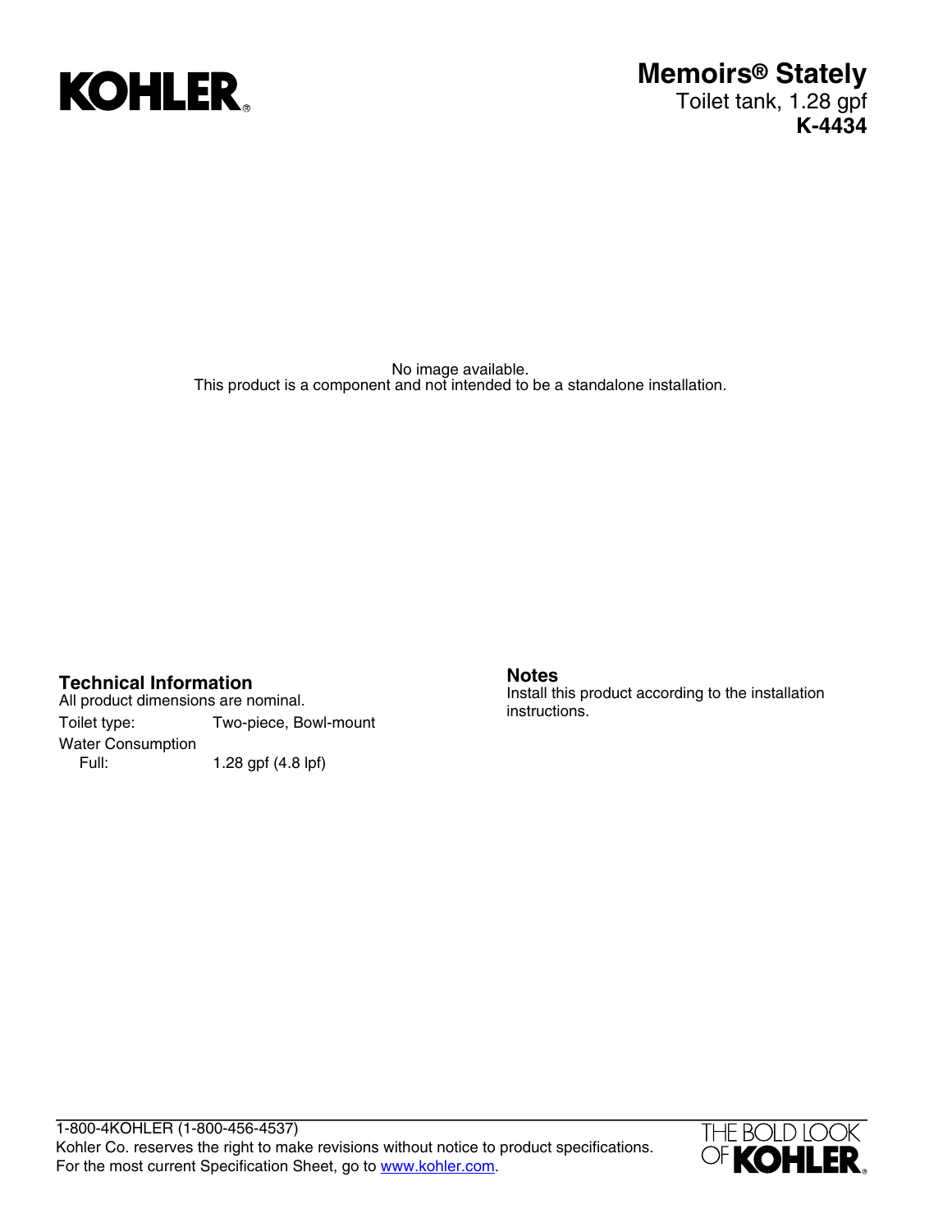# Memoirs® Stately

Toilet tank, 1.28 gpf

**K-4434**

No image available.
This product is a component and not intended to be a standalone installation.

## Technical Information

All product dimensions are nominal.

| | |
|---|---|
| Toilet type: | Two-piece, Bowl-mount |
| Water Consumption | |
| Full: | 1.28 gpf (4.8 lpf) |

## Notes

Install this product according to the installation instructions.

1-800-4KOHLER (1-800-456-4537)
Kohler Co. reserves the right to make revisions without notice to product specifications.
For the most current Specification Sheet, go to www.kohler.com.

THE BOLD LOOK OF KOHLER®